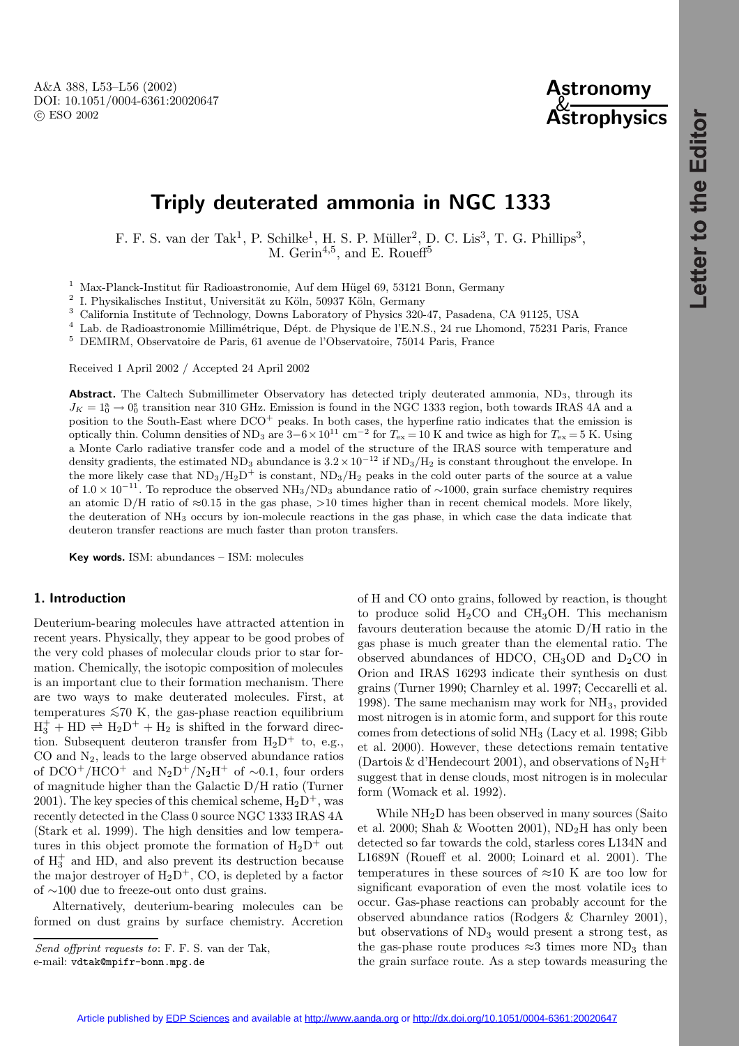# Triply deuterated ammonia in NGC 1333

F. F. S. van der Tak[1], P. Schilke[1], H. S. P. Müller[2], D. C. Lis[3], T. G. Phillips[3], M. Gerin[4,5], and E. Roueff[5]

[1] Max-Planck-Institut für Radioastronomie, Auf dem Hügel 69, 53121 Bonn, Germany
[2] I. Physikalisches Institut, Universität zu Köln, 50937 Köln, Germany
[3] California Institute of Technology, Downs Laboratory of Physics 320-47, Pasadena, CA 91125, USA
[4] Lab. de Radioastronomie Millimétrique, Dépt. de Physique de l'E.N.S., 24 rue Lhomond, 75231 Paris, France
[5] DEMIRM, Observatoire de Paris, 61 avenue de l'Observatoire, 75014 Paris, France

Received 1 April 2002 / Accepted 24 April 2002

**Abstract.** The Caltech Submillimeter Observatory has detected triply deuterated ammonia, $ND_3$, through its $J_K = 1_0^a \rightarrow 0_0^s$ transition near 310 GHz. Emission is found in the NGC 1333 region, both towards IRAS 4A and a position to the South-East where $DCO^+$ peaks. In both cases, the hyperfine ratio indicates that the emission is optically thin. Column densities of $ND_3$ are $3-6 \times 10^{11}$ cm$^{-2}$ for $T_{ex} = 10$ K and twice as high for $T_{ex} = 5$ K. Using a Monte Carlo radiative transfer code and a model of the structure of the IRAS source with temperature and density gradients, the estimated $ND_3$ abundance is $3.2 \times 10^{-12}$ if $ND_3/H_2$ is constant throughout the envelope. In the more likely case that $ND_3/H_2D^+$ is constant, $ND_3/H_2$ peaks in the cold outer parts of the source at a value of $1.0 \times 10^{-11}$. To reproduce the observed $NH_3/ND_3$ abundance ratio of $\sim$1000, grain surface chemistry requires an atomic D/H ratio of $\approx$0.15 in the gas phase, >10 times higher than in recent chemical models. More likely, the deuteration of $NH_3$ occurs by ion-molecule reactions in the gas phase, in which case the data indicate that deuteron transfer reactions are much faster than proton transfers.

**Key words.** ISM: abundances – ISM: molecules

## 1. Introduction

Deuterium-bearing molecules have attracted attention in recent years. Physically, they appear to be good probes of the very cold phases of molecular clouds prior to star formation. Chemically, the isotopic composition of molecules is an important clue to their formation mechanism. There are two ways to make deuterated molecules. First, at temperatures $\lesssim$70 K, the gas-phase reaction equilibrium $H_3^+ + HD \rightleftharpoons H_2D^+ + H_2$ is shifted in the forward direction. Subsequent deuteron transfer from $H_2D^+$ to, e.g., CO and $N_2$, leads to the large observed abundance ratios of $DCO^+/HCO^+$ and $N_2D^+/N_2H^+$ of $\sim$0.1, four orders of magnitude higher than the Galactic D/H ratio (Turner 2001). The key species of this chemical scheme, $H_2D^+$, was recently detected in the Class 0 source NGC 1333 IRAS 4A (Stark et al. 1999). The high densities and low temperatures in this object promote the formation of $H_2D^+$ out of $H_3^+$ and HD, and also prevent its destruction because the major destroyer of $H_2D^+$, CO, is depleted by a factor of $\sim$100 due to freeze-out onto dust grains.

Alternatively, deuterium-bearing molecules can be formed on dust grains by surface chemistry. Accretion of H and CO onto grains, followed by reaction, is thought to produce solid $H_2CO$ and $CH_3OH$. This mechanism favours deuteration because the atomic D/H ratio in the gas phase is much greater than the elemental ratio. The observed abundances of HDCO, $CH_3OD$ and $D_2CO$ in Orion and IRAS 16293 indicate their synthesis on dust grains (Turner 1990; Charnley et al. 1997; Ceccarelli et al. 1998). The same mechanism may work for $NH_3$, provided most nitrogen is in atomic form, and support for this route comes from detections of solid $NH_3$ (Lacy et al. 1998; Gibb et al. 2000). However, these detections remain tentative (Dartois & d'Hendecourt 2001), and observations of $N_2H^+$ suggest that in dense clouds, most nitrogen is in molecular form (Womack et al. 1992).

While $NH_2D$ has been observed in many sources (Saito et al. 2000; Shah & Wootten 2001), $ND_2H$ has only been detected so far towards the cold, starless cores L134N and L1689N (Roueff et al. 2000; Loinard et al. 2001). The temperatures in these sources of $\approx$10 K are too low for significant evaporation of even the most volatile ices to occur. Gas-phase reactions can probably account for the observed abundance ratios (Rodgers & Charnley 2001), but observations of $ND_3$ would present a strong test, as the gas-phase route produces $\approx$3 times more $ND_3$ than the grain surface route. As a step towards measuring the

*Send offprint requests to*: F. F. S. van der Tak,
e-mail: vdtak@mpifr-bonn.mpg.de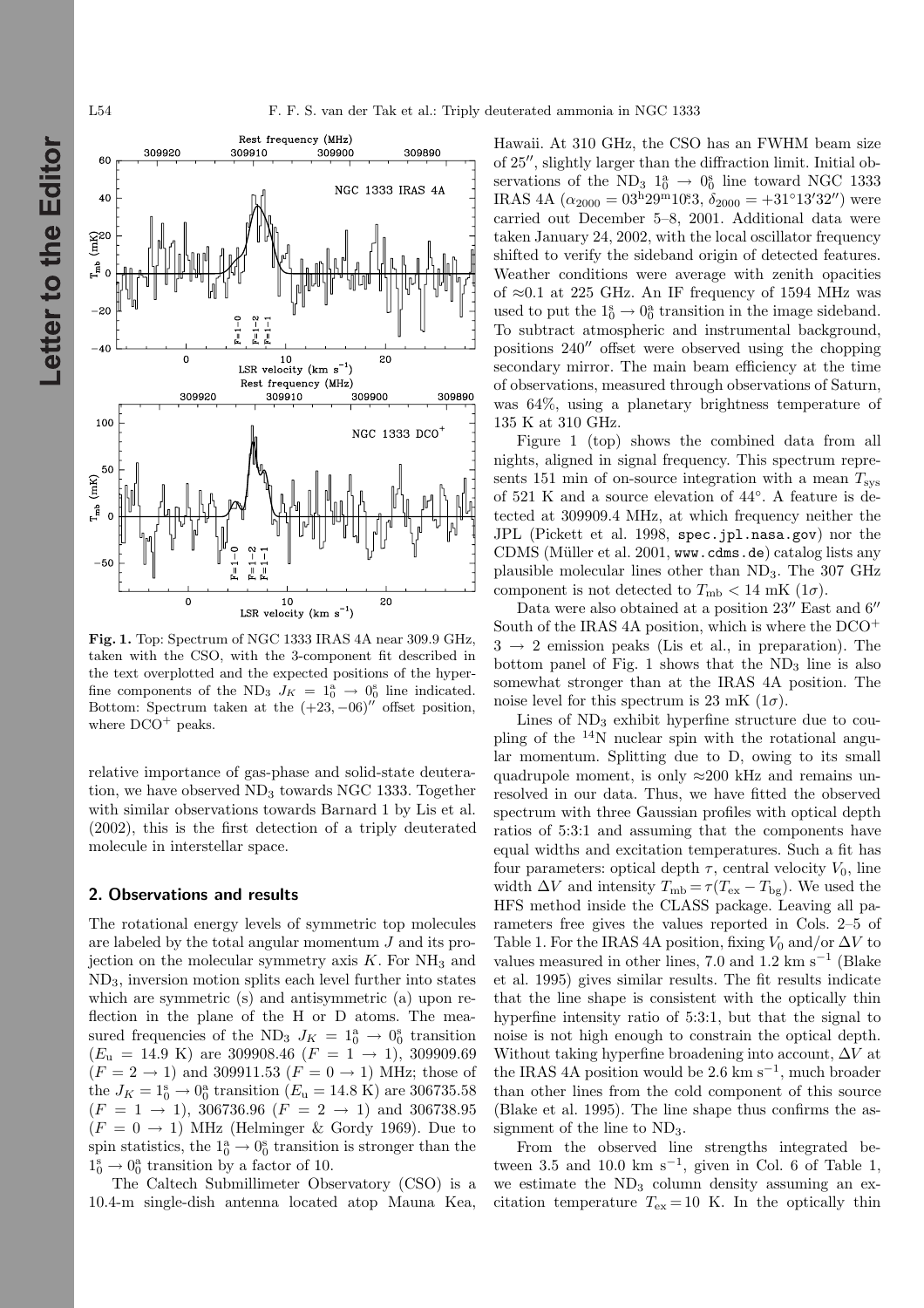Rest frequency (MHz)
309920 309910 309900 309890
NGC 1333 IRAS 4A
$T_{\rm mb}$ (mK)
60 40 20 0 −20 −40
F=1−0 F=1−2 F=1−1
LSR velocity (km s$^{-1}$)
0 10 20

Rest frequency (MHz)
309920 309910 309900 309890
NGC 1333 DCO$^+$
$T_{\rm mb}$ (mK)
100 50 0 −50
F=1−0 F=1−2 F=1−1
LSR velocity (km s$^{-1}$)
0 10 20

**Fig. 1.** Top: Spectrum of NGC 1333 IRAS 4A near 309.9 GHz, taken with the CSO, with the 3-component fit described in the text overplotted and the expected positions of the hyperfine components of the $ND_3$ $J_K = 1_0^a \rightarrow 0_0^s$ line indicated. Bottom: Spectrum taken at the $(+23, -06)''$ offset position, where $DCO^+$ peaks.

relative importance of gas-phase and solid-state deuteration, we have observed $ND_3$ towards NGC 1333. Together with similar observations towards Barnard 1 by Lis et al. (2002), this is the first detection of a triply deuterated molecule in interstellar space.

## 2. Observations and results

The rotational energy levels of symmetric top molecules are labeled by the total angular momentum $J$ and its projection on the molecular symmetry axis $K$. For $NH_3$ and $ND_3$, inversion motion splits each level further into states which are symmetric (s) and antisymmetric (a) upon reflection in the plane of the H or D atoms. The measured frequencies of the $ND_3$ $J_K = 1_0^a \rightarrow 0_0^s$ transition ($E_u$ = 14.9 K) are 309908.46 ($F = 1 \rightarrow 1$), 309909.69 ($F = 2 \rightarrow 1$) and 309911.53 ($F = 0 \rightarrow 1$) MHz; those of the $J_K = 1_0^s \rightarrow 0_0^a$ transition ($E_u$ = 14.8 K) are 306735.58 ($F = 1 \rightarrow 1$), 306736.96 ($F = 2 \rightarrow 1$) and 306738.95 ($F = 0 \rightarrow 1$) MHz (Helminger & Gordy 1969). Due to spin statistics, the $1_0^a \rightarrow 0_0^s$ transition is stronger than the $1_0^s \rightarrow 0_0^a$ transition by a factor of 10.

The Caltech Submillimeter Observatory (CSO) is a 10.4-m single-dish antenna located atop Mauna Kea, Hawaii. At 310 GHz, the CSO has an FWHM beam size of 25″, slightly larger than the diffraction limit. Initial observations of the $ND_3$ $1_0^a \rightarrow 0_0^s$ line toward NGC 1333 IRAS 4A ($\alpha_{2000} = 03^h29^m10\overset{s}{.}3$, $\delta_{2000} = +31°13'32''$) were carried out December 5–8, 2001. Additional data were taken January 24, 2002, with the local oscillator frequency shifted to verify the sideband origin of detected features. Weather conditions were average with zenith opacities of ≈0.1 at 225 GHz. An IF frequency of 1594 MHz was used to put the $1_0^s \rightarrow 0_0^a$ transition in the image sideband. To subtract atmospheric and instrumental background, positions 240″ offset were observed using the chopping secondary mirror. The main beam efficiency at the time of observations, measured through observations of Saturn, was 64%, using a planetary brightness temperature of 135 K at 310 GHz.

Figure 1 (top) shows the combined data from all nights, aligned in signal frequency. This spectrum represents 151 min of on-source integration with a mean $T_{\rm sys}$ of 521 K and a source elevation of 44°. A feature is detected at 309909.4 MHz, at which frequency neither the JPL (Pickett et al. 1998, spec.jpl.nasa.gov) nor the CDMS (Müller et al. 2001, www.cdms.de) catalog lists any plausible molecular lines other than $ND_3$. The 307 GHz component is not detected to $T_{\rm mb} < 14$ mK (1$\sigma$).

Data were also obtained at a position 23″ East and 6″ South of the IRAS 4A position, which is where the $DCO^+$ $3 \rightarrow 2$ emission peaks (Lis et al., in preparation). The bottom panel of Fig. 1 shows that the $ND_3$ line is also somewhat stronger than at the IRAS 4A position. The noise level for this spectrum is 23 mK (1$\sigma$).

Lines of $ND_3$ exhibit hyperfine structure due to coupling of the $^{14}$N nuclear spin with the rotational angular momentum. Splitting due to D, owing to its small quadrupole moment, is only ≈200 kHz and remains unresolved in our data. Thus, we have fitted the observed spectrum with three Gaussian profiles with optical depth ratios of 5:3:1 and assuming that the components have equal widths and excitation temperatures. Such a fit has four parameters: optical depth $\tau$, central velocity $V_0$, line width $\Delta V$ and intensity $T_{\rm mb} = \tau(T_{\rm ex} - T_{\rm bg})$. We used the HFS method inside the CLASS package. Leaving all parameters free gives the values reported in Cols. 2–5 of Table 1. For the IRAS 4A position, fixing $V_0$ and/or $\Delta V$ to values measured in other lines, 7.0 and 1.2 km s$^{-1}$ (Blake et al. 1995) gives similar results. The fit results indicate that the line shape is consistent with the optically thin hyperfine intensity ratio of 5:3:1, but that the signal to noise is not high enough to constrain the optical depth. Without taking hyperfine broadening into account, $\Delta V$ at the IRAS 4A position would be 2.6 km s$^{-1}$, much broader than other lines from the cold component of this source (Blake et al. 1995). The line shape thus confirms the assignment of the line to $ND_3$.

From the observed line strengths integrated between 3.5 and 10.0 km s$^{-1}$, given in Col. 6 of Table 1, we estimate the $ND_3$ column density assuming an excitation temperature $T_{\rm ex}$ = 10 K. In the optically thin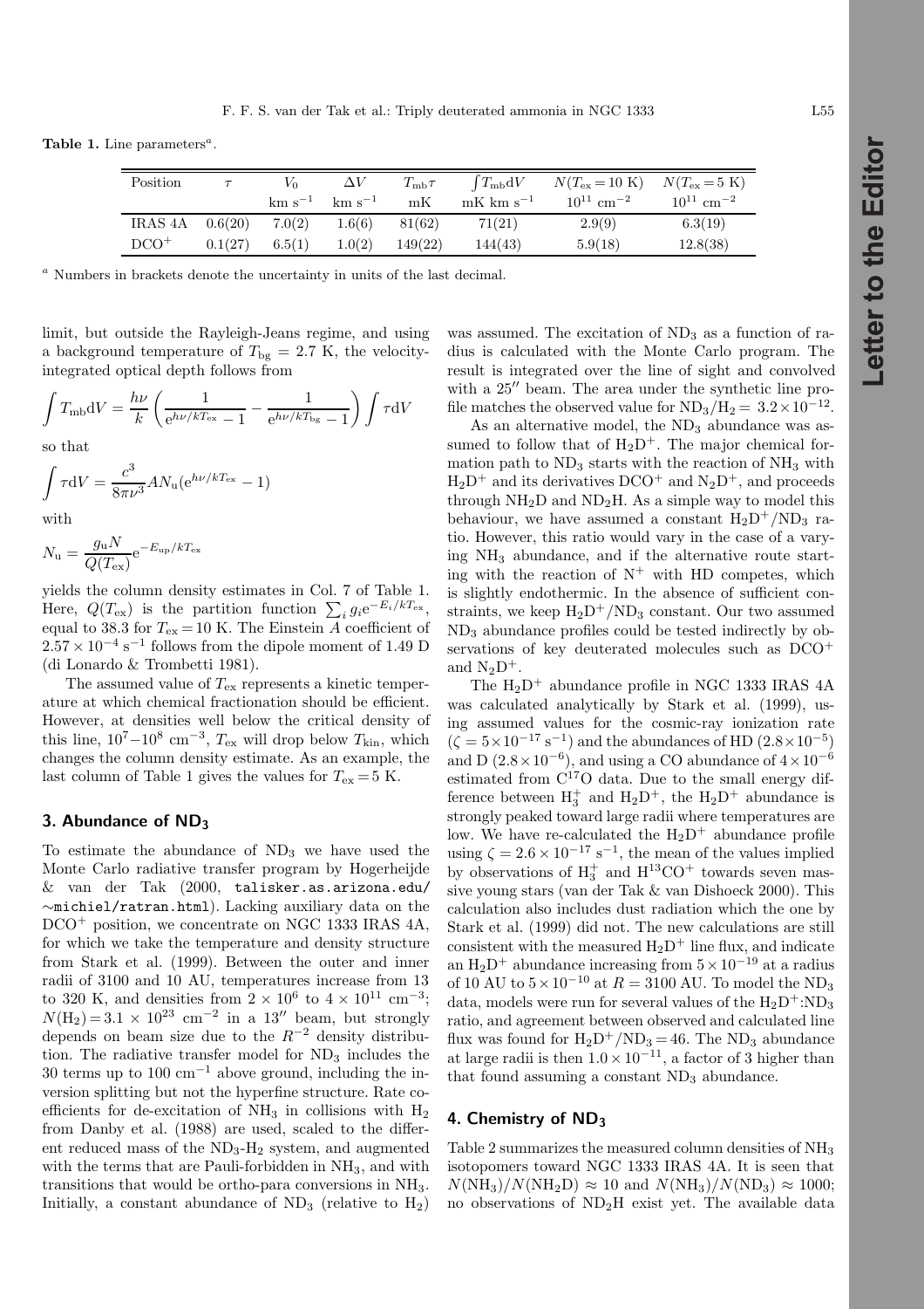**Table 1.** Line parameters[a].

| Position | $\tau$ | $V_0$ | $\Delta V$ | $T_{\rm mb}\tau$ | $\int T_{\rm mb} dV$ | $N(T_{\rm ex}=10$ K) | $N(T_{\rm ex}=5$ K) |
|---|---|---|---|---|---|---|---|
| | | km s$^{-1}$ | km s$^{-1}$ | mK | mK km s$^{-1}$ | $10^{11}$ cm$^{-2}$ | $10^{11}$ cm$^{-2}$ |
| IRAS 4A | 0.6(20) | 7.0(2) | 1.6(6) | 81(62) | 71(21) | 2.9(9) | 6.3(19) |
| DCO$^+$ | 0.1(27) | 6.5(1) | 1.0(2) | 149(22) | 144(43) | 5.9(18) | 12.8(38) |

[a] Numbers in brackets denote the uncertainty in units of the last decimal.

limit, but outside the Rayleigh-Jeans regime, and using a background temperature of $T_{\rm bg} = 2.7$ K, the velocity-integrated optical depth follows from

$$\int T_{\rm mb} dV = \frac{h\nu}{k}\left(\frac{1}{e^{h\nu/kT_{\rm ex}}-1} - \frac{1}{e^{h\nu/kT_{\rm bg}}-1}\right)\int \tau dV$$

so that

$$\int \tau dV = \frac{c^3}{8\pi\nu^3} A N_{\rm u}(e^{h\nu/kT_{\rm ex}} - 1)$$

with

$$N_{\rm u} = \frac{g_{\rm u} N}{Q(T_{\rm ex})} e^{-E_{\rm up}/kT_{\rm ex}}$$

yields the column density estimates in Col. 7 of Table 1. Here, $Q(T_{\rm ex})$ is the partition function $\sum_i g_i e^{-E_i/kT_{\rm ex}}$, equal to 38.3 for $T_{\rm ex} = 10$ K. The Einstein $A$ coefficient of $2.57\times10^{-4}$ s$^{-1}$ follows from the dipole moment of 1.49 D (di Lonardo & Trombetti 1981).

The assumed value of $T_{\rm ex}$ represents a kinetic temperature at which chemical fractionation should be efficient. However, at densities well below the critical density of this line, $10^7$–$10^8$ cm$^{-3}$, $T_{\rm ex}$ will drop below $T_{\rm kin}$, which changes the column density estimate. As an example, the last column of Table 1 gives the values for $T_{\rm ex} = 5$ K.

## 3. Abundance of $ND_3$

To estimate the abundance of $ND_3$ we have used the Monte Carlo radiative transfer program by Hogerheijde & van der Tak (2000, talisker.as.arizona.edu/~michiel/ratran.html). Lacking auxiliary data on the $DCO^+$ position, we concentrate on NGC 1333 IRAS 4A, for which we take the temperature and density structure from Stark et al. (1999). Between the outer and inner radii of 3100 and 10 AU, temperatures increase from 13 to 320 K, and densities from $2\times10^6$ to $4\times10^{11}$ cm$^{-3}$; $N(H_2) = 3.1\times10^{23}$ cm$^{-2}$ in a 13″ beam, but strongly depends on beam size due to the $R^{-2}$ density distribution. The radiative transfer model for $ND_3$ includes the 30 terms up to 100 cm$^{-1}$ above ground, including the inversion splitting but not the hyperfine structure. Rate coefficients for de-excitation of $NH_3$ in collisions with $H_2$ from Danby et al. (1988) are used, scaled to the different reduced mass of the $ND_3$-$H_2$ system, and augmented with the terms that are Pauli-forbidden in $NH_3$, and with transitions that would be ortho-para conversions in $NH_3$. Initially, a constant abundance of $ND_3$ (relative to $H_2$) was assumed. The excitation of $ND_3$ as a function of radius is calculated with the Monte Carlo program. The result is integrated over the line of sight and convolved with a 25″ beam. The area under the synthetic line profile matches the observed value for $ND_3/H_2 = 3.2\times10^{-12}$.

As an alternative model, the $ND_3$ abundance was assumed to follow that of $H_2D^+$. The major chemical formation path to $ND_3$ starts with the reaction of $NH_3$ with $H_2D^+$ and its derivatives $DCO^+$ and $N_2D^+$, and proceeds through $NH_2D$ and $ND_2H$. As a simple way to model this behaviour, we have assumed a constant $H_2D^+/ND_3$ ratio. However, this ratio would vary in the case of a varying $NH_3$ abundance, and if the alternative route starting with the reaction of $N^+$ with HD competes, which is slightly endothermic. In the absence of sufficient constraints, we keep $H_2D^+/ND_3$ constant. Our two assumed $ND_3$ abundance profiles could be tested indirectly by observations of key deuterated molecules such as $DCO^+$ and $N_2D^+$.

The $H_2D^+$ abundance profile in NGC 1333 IRAS 4A was calculated analytically by Stark et al. (1999), using assumed values for the cosmic-ray ionization rate ($\zeta = 5\times10^{-17}$ s$^{-1}$) and the abundances of HD ($2.8\times10^{-5}$) and D ($2.8\times10^{-6}$), and using a CO abundance of $4\times10^{-6}$ estimated from $C^{17}O$ data. Due to the small energy difference between $H_3^+$ and $H_2D^+$, the $H_2D^+$ abundance is strongly peaked toward large radii where temperatures are low. We have re-calculated the $H_2D^+$ abundance profile using $\zeta = 2.6\times10^{-17}$ s$^{-1}$, the mean of the values implied by observations of $H_3^+$ and $H^{13}CO^+$ towards seven massive young stars (van der Tak & van Dishoeck 2000). This calculation also includes dust radiation which the one by Stark et al. (1999) did not. The new calculations are still consistent with the measured $H_2D^+$ line flux, and indicate an $H_2D^+$ abundance increasing from $5\times10^{-19}$ at a radius of 10 AU to $5\times10^{-10}$ at $R = 3100$ AU. To model the $ND_3$ data, models were run for several values of the $H_2D^+$:$ND_3$ ratio, and agreement between observed and calculated line flux was found for $H_2D^+/ND_3 = 46$. The $ND_3$ abundance at large radii is then $1.0\times10^{-11}$, a factor of 3 higher than that found assuming a constant $ND_3$ abundance.

## 4. Chemistry of $ND_3$

Table 2 summarizes the measured column densities of $NH_3$ isotopomers toward NGC 1333 IRAS 4A. It is seen that $N(NH_3)/N(NH_2D) \approx 10$ and $N(NH_3)/N(ND_3) \approx 1000$; no observations of $ND_2H$ exist yet. The available data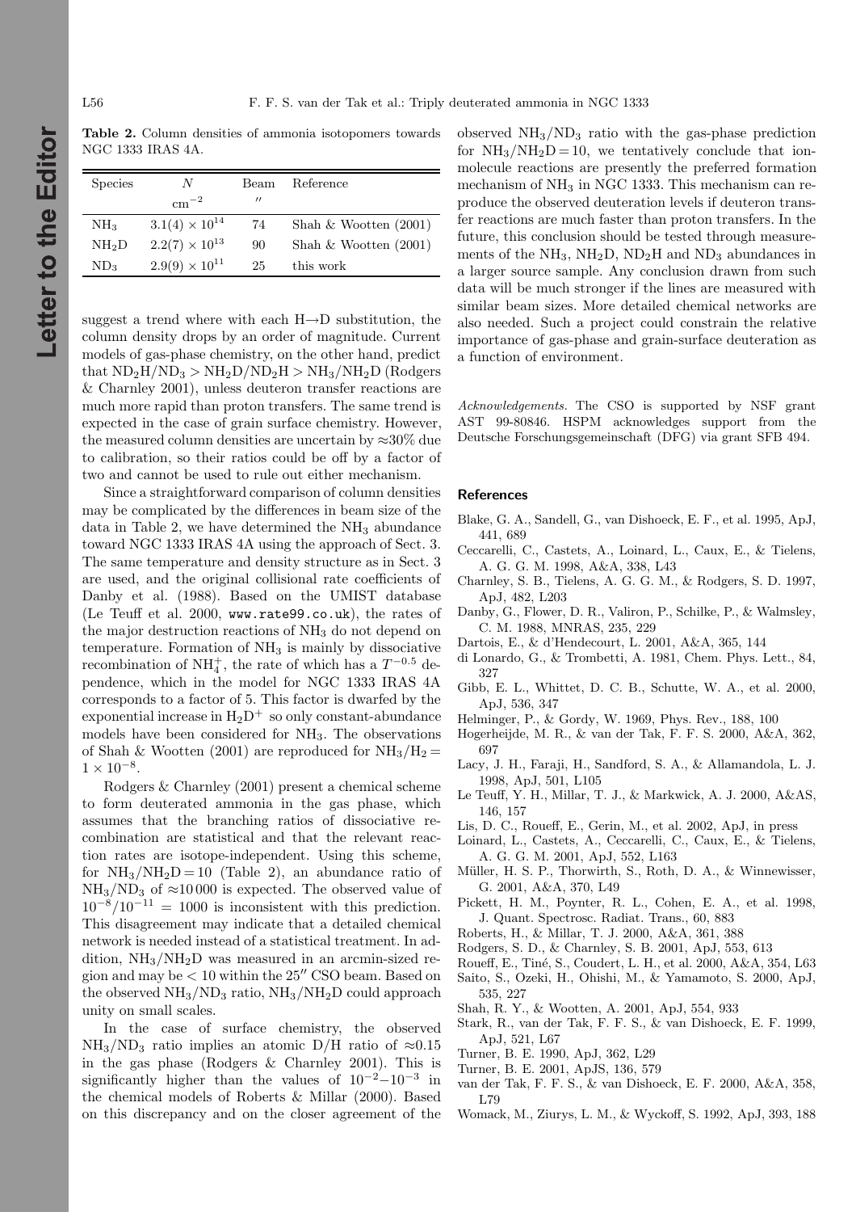**Table 2.** Column densities of ammonia isotopomers towards NGC 1333 IRAS 4A.

| Species | $N$ | Beam | Reference |
|---|---|---|---|
| | $\mathrm{cm}^{-2}$ | $''$ | |
| $NH_3$ | $3.1(4) \times 10^{14}$ | 74 | Shah & Wootten (2001) |
| $NH_2D$ | $2.2(7) \times 10^{13}$ | 90 | Shah & Wootten (2001) |
| $ND_3$ | $2.9(9) \times 10^{11}$ | 25 | this work |

suggest a trend where with each H→D substitution, the column density drops by an order of magnitude. Current models of gas-phase chemistry, on the other hand, predict that $ND_2H/ND_3 > NH_2D/ND_2H > NH_3/NH_2D$ (Rodgers & Charnley 2001), unless deuteron transfer reactions are much more rapid than proton transfers. The same trend is expected in the case of grain surface chemistry. However, the measured column densities are uncertain by ≈30% due to calibration, so their ratios could be off by a factor of two and cannot be used to rule out either mechanism.

Since a straightforward comparison of column densities may be complicated by the differences in beam size of the data in Table 2, we have determined the $NH_3$ abundance toward NGC 1333 IRAS 4A using the approach of Sect. 3. The same temperature and density structure as in Sect. 3 are used, and the original collisional rate coefficients of Danby et al. (1988). Based on the UMIST database (Le Teuff et al. 2000, `www.rate99.co.uk`), the rates of the major destruction reactions of $NH_3$ do not depend on temperature. Formation of $NH_3$ is mainly by dissociative recombination of $NH_4^+$, the rate of which has a $T^{-0.5}$ dependence, which in the model for NGC 1333 IRAS 4A corresponds to a factor of 5. This factor is dwarfed by the exponential increase in $H_2D^+$ so only constant-abundance models have been considered for $NH_3$. The observations of Shah & Wootten (2001) are reproduced for $NH_3/H_2 = 1 \times 10^{-8}$.

Rodgers & Charnley (2001) present a chemical scheme to form deuterated ammonia in the gas phase, which assumes that the branching ratios of dissociative recombination are statistical and that the relevant reaction rates are isotope-independent. Using this scheme, for $NH_3/NH_2D = 10$ (Table 2), an abundance ratio of $NH_3/ND_3$ of ≈10 000 is expected. The observed value of $10^{-8}/10^{-11} = 1000$ is inconsistent with this prediction. This disagreement may indicate that a detailed chemical network is needed instead of a statistical treatment. In addition, $NH_3/NH_2D$ was measured in an arcmin-sized region and may be $< 10$ within the $25''$ CSO beam. Based on the observed $NH_3/ND_3$ ratio, $NH_3/NH_2D$ could approach unity on small scales.

In the case of surface chemistry, the observed $NH_3/ND_3$ ratio implies an atomic D/H ratio of ≈0.15 in the gas phase (Rodgers & Charnley 2001). This is significantly higher than the values of $10^{-2}$–$10^{-3}$ in the chemical models of Roberts & Millar (2000). Based on this discrepancy and on the closer agreement of the observed $NH_3/ND_3$ ratio with the gas-phase prediction for $NH_3/NH_2D = 10$, we tentatively conclude that ion-molecule reactions are presently the preferred formation mechanism of $NH_3$ in NGC 1333. This mechanism can reproduce the observed deuteration levels if deuteron transfer reactions are much faster than proton transfers. In the future, this conclusion should be tested through measurements of the $NH_3$, $NH_2D$, $ND_2H$ and $ND_3$ abundances in a larger source sample. Any conclusion drawn from such data will be much stronger if the lines are measured with similar beam sizes. More detailed chemical networks are also needed. Such a project could constrain the relative importance of gas-phase and grain-surface deuteration as a function of environment.

*Acknowledgements.* The CSO is supported by NSF grant AST 99-80846. HSPM acknowledges support from the Deutsche Forschungsgemeinschaft (DFG) via grant SFB 494.

## References

- Blake, G. A., Sandell, G., van Dishoeck, E. F., et al. 1995, ApJ, 441, 689
- Ceccarelli, C., Castets, A., Loinard, L., Caux, E., & Tielens, A. G. G. M. 1998, A&A, 338, L43
- Charnley, S. B., Tielens, A. G. G. M., & Rodgers, S. D. 1997, ApJ, 482, L203
- Danby, G., Flower, D. R., Valiron, P., Schilke, P., & Walmsley, C. M. 1988, MNRAS, 235, 229
- Dartois, E., & d'Hendecourt, L. 2001, A&A, 365, 144
- di Lonardo, G., & Trombetti, A. 1981, Chem. Phys. Lett., 84, 327
- Gibb, E. L., Whittet, D. C. B., Schutte, W. A., et al. 2000, ApJ, 536, 347
- Helminger, P., & Gordy, W. 1969, Phys. Rev., 188, 100
- Hogerheijde, M. R., & van der Tak, F. F. S. 2000, A&A, 362, 697
- Lacy, J. H., Faraji, H., Sandford, S. A., & Allamandola, L. J. 1998, ApJ, 501, L105
- Le Teuff, Y. H., Millar, T. J., & Markwick, A. J. 2000, A&AS, 146, 157
- Lis, D. C., Roueff, E., Gerin, M., et al. 2002, ApJ, in press
- Loinard, L., Castets, A., Ceccarelli, C., Caux, E., & Tielens, A. G. G. M. 2001, ApJ, 552, L163
- Müller, H. S. P., Thorwirth, S., Roth, D. A., & Winnewisser, G. 2001, A&A, 370, L49
- Pickett, H. M., Poynter, R. L., Cohen, E. A., et al. 1998, J. Quant. Spectrosc. Radiat. Trans., 60, 883
- Roberts, H., & Millar, T. J. 2000, A&A, 361, 388
- Rodgers, S. D., & Charnley, S. B. 2001, ApJ, 553, 613
- Roueff, E., Tiné, S., Coudert, L. H., et al. 2000, A&A, 354, L63
- Saito, S., Ozeki, H., Ohishi, M., & Yamamoto, S. 2000, ApJ, 535, 227
- Shah, R. Y., & Wootten, A. 2001, ApJ, 554, 933
- Stark, R., van der Tak, F. F. S., & van Dishoeck, E. F. 1999, ApJ, 521, L67
- Turner, B. E. 1990, ApJ, 362, L29
- Turner, B. E. 2001, ApJS, 136, 579
- van der Tak, F. F. S., & van Dishoeck, E. F. 2000, A&A, 358, L79
- Womack, M., Ziurys, L. M., & Wyckoff, S. 1992, ApJ, 393, 188